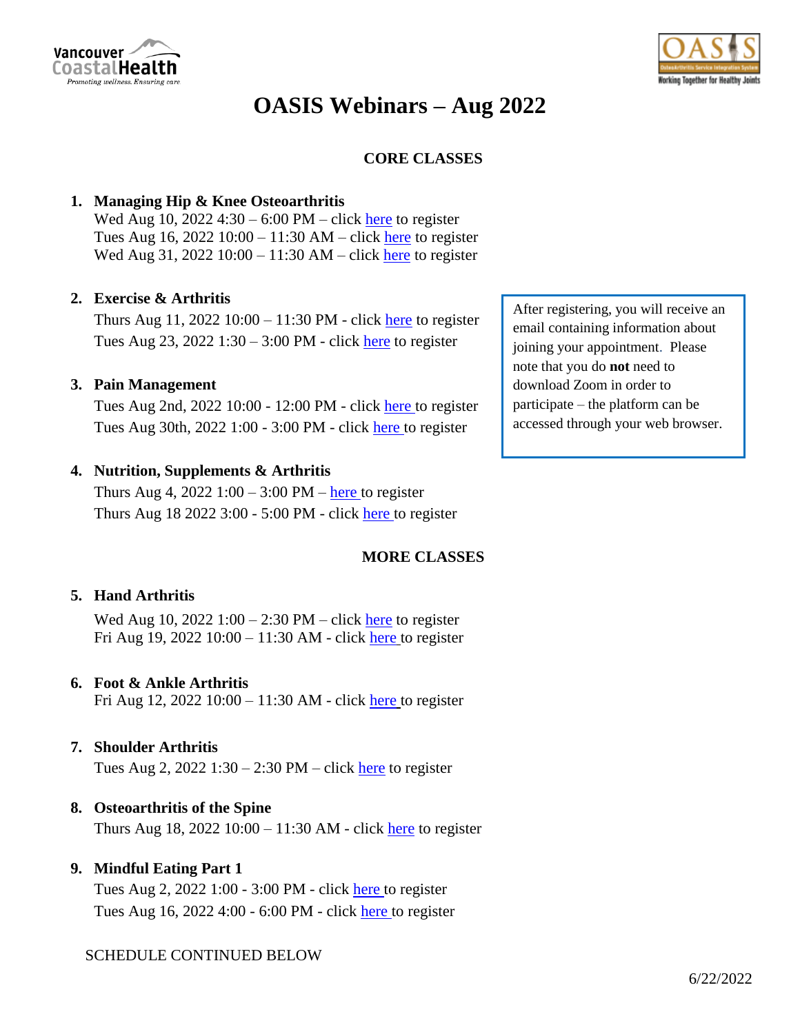# OASIS Webinars – Aug 2022

## CORE CLASSES

1. **Managing Hip & Knee Osteoarthritis**
   Wed Aug 10, 2022 4:30 – 6:00 PM – click here to register
   Tues Aug 16, 2022 10:00 – 11:30 AM – click here to register
   Wed Aug 31, 2022 10:00 – 11:30 AM – click here to register

2. **Exercise & Arthritis**
   Thurs Aug 11, 2022 10:00 – 11:30 PM - click here to register
   Tues Aug 23, 2022 1:30 – 3:00 PM - click here to register

3. **Pain Management**
   Tues Aug 2nd, 2022 10:00 - 12:00 PM - click here to register
   Tues Aug 30th, 2022 1:00 - 3:00 PM - click here to register

4. **Nutrition, Supplements & Arthritis**
   Thurs Aug 4, 2022 1:00 – 3:00 PM – here to register
   Thurs Aug 18 2022 3:00 - 5:00 PM - click here to register

After registering, you will receive an email containing information about joining your appointment. Please note that you do **not** need to download Zoom in order to participate – the platform can be accessed through your web browser.

## MORE CLASSES

5. **Hand Arthritis**
   Wed Aug 10, 2022 1:00 – 2:30 PM – click here to register
   Fri Aug 19, 2022 10:00 – 11:30 AM - click here to register

6. **Foot & Ankle Arthritis**
   Fri Aug 12, 2022 10:00 – 11:30 AM - click here to register

7. **Shoulder Arthritis**
   Tues Aug 2, 2022 1:30 – 2:30 PM – click here to register

8. **Osteoarthritis of the Spine**
   Thurs Aug 18, 2022 10:00 – 11:30 AM - click here to register

9. **Mindful Eating Part 1**
   Tues Aug 2, 2022 1:00 - 3:00 PM - click here to register
   Tues Aug 16, 2022 4:00 - 6:00 PM - click here to register

SCHEDULE CONTINUED BELOW

6/22/2022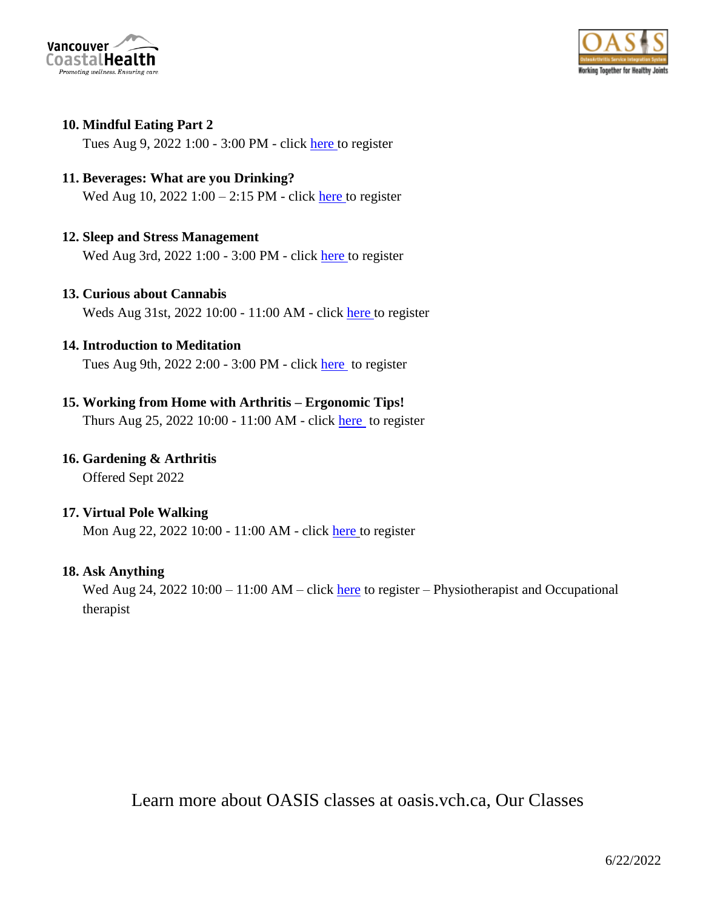10. **Mindful Eating Part 2**
    Tues Aug 9, 2022 1:00 - 3:00 PM - click here to register

11. **Beverages: What are you Drinking?**
    Wed Aug 10, 2022 1:00 – 2:15 PM - click here to register

12. **Sleep and Stress Management**
    Wed Aug 3rd, 2022 1:00 - 3:00 PM - click here to register

13. **Curious about Cannabis**
    Weds Aug 31st, 2022 10:00 - 11:00 AM - click here to register

14. **Introduction to Meditation**
    Tues Aug 9th, 2022 2:00 - 3:00 PM - click here to register

15. **Working from Home with Arthritis – Ergonomic Tips!**
    Thurs Aug 25, 2022 10:00 - 11:00 AM - click here to register

16. **Gardening & Arthritis**
    Offered Sept 2022

17. **Virtual Pole Walking**
    Mon Aug 22, 2022 10:00 - 11:00 AM - click here to register

18. **Ask Anything**
    Wed Aug 24, 2022 10:00 – 11:00 AM – click here to register – Physiotherapist and Occupational therapist

Learn more about OASIS classes at oasis.vch.ca, Our Classes

6/22/2022